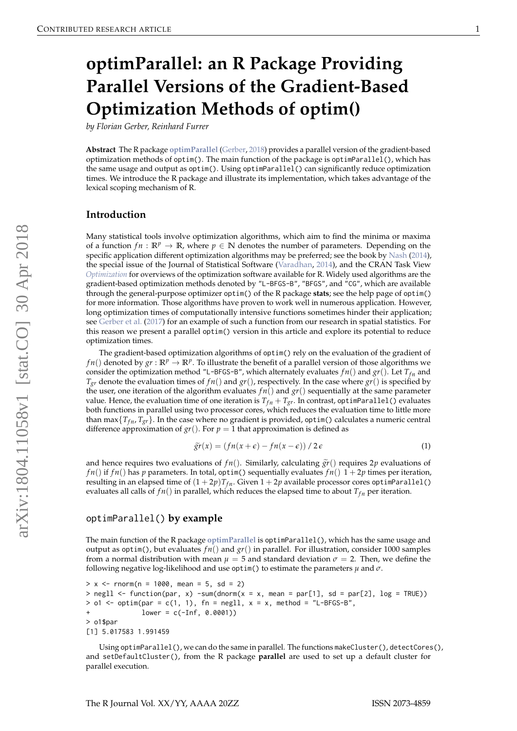# optimParallel: an R Package Providing Parallel Versions of the Gradient-Based Optimization Methods of optim()

*by Florian Gerber, Reinhard Furrer*

**Abstract** The R package **optimParallel** (Gerber, 2018) provides a parallel version of the gradient-based optimization methods of `optim()`. The main function of the package is `optimParallel()`, which has the same usage and output as `optim()`. Using `optimParallel()` can significantly reduce optimization times. We introduce the R package and illustrate its implementation, which takes advantage of the lexical scoping mechanism of R.

## Introduction

Many statistical tools involve optimization algorithms, which aim to find the minima or maxima of a function $fn : \mathbb{R}^p \to \mathbb{R}$, where $p \in \mathbb{N}$ denotes the number of parameters. Depending on the specific application different optimization algorithms may be preferred; see the book by Nash (2014), the special issue of the Journal of Statistical Software (Varadhan, 2014), and the CRAN Task View *Optimization* for overviews of the optimization software available for R. Widely used algorithms are the gradient-based optimization methods denoted by `"L-BFGS-B"`, `"BFGS"`, and `"CG"`, which are available through the general-purpose optimizer `optim()` of the R package **stats**; see the help page of `optim()` for more information. Those algorithms have proven to work well in numerous application. However, long optimization times of computationally intensive functions sometimes hinder their application; see Gerber et al. (2017) for an example of such a function from our research in spatial statistics. For this reason we present a parallel `optim()` version in this article and explore its potential to reduce optimization times.

The gradient-based optimization algorithms of `optim()` rely on the evaluation of the gradient of $fn()$ denoted by $gr : \mathbb{R}^p \to \mathbb{R}^p$. To illustrate the benefit of a parallel version of those algorithms we consider the optimization method `"L-BFGS-B"`, which alternately evaluates $fn()$ and $gr()$. Let $T_{fn}$ and $T_{gr}$ denote the evaluation times of $fn()$ and $gr()$, respectively. In the case where $gr()$ is specified by the user, one iteration of the algorithm evaluates $fn()$ and $gr()$ sequentially at the same parameter value. Hence, the evaluation time of one iteration is $T_{fn} + T_{gr}$. In contrast, `optimParallel()` evaluates both functions in parallel using two processor cores, which reduces the evaluation time to little more than $\max\{T_{fn}, T_{gr}\}$. In the case where no gradient is provided, `optim()` calculates a numeric central difference approximation of $gr()$. For $p = 1$ that approximation is defined as

$$\widetilde{gr}(x) = (fn(x+\epsilon) - fn(x-\epsilon)) \, / \, 2\,\epsilon \tag{1}$$

and hence requires two evaluations of $fn()$. Similarly, calculating $\widetilde{gr}()$ requires $2p$ evaluations of $fn()$ if $fn()$ has $p$ parameters. In total, `optim()` sequentially evaluates $fn()$ $1+2p$ times per iteration, resulting in an elapsed time of $(1+2p)T_{fn}$. Given $1+2p$ available processor cores `optimParallel()` evaluates all calls of $fn()$ in parallel, which reduces the elapsed time to about $T_{fn}$ per iteration.

## `optimParallel()` by example

The main function of the R package **optimParallel** is `optimParallel()`, which has the same usage and output as `optim()`, but evaluates $fn()$ and $gr()$ in parallel. For illustration, consider 1000 samples from a normal distribution with mean $\mu = 5$ and standard deviation $\sigma = 2$. Then, we define the following negative log-likelihood and use `optim()` to estimate the parameters $\mu$ and $\sigma$.

```
> x <- rnorm(n = 1000, mean = 5, sd = 2)
> negll <- function(par, x) -sum(dnorm(x = x, mean = par[1], sd = par[2], log = TRUE))
> o1 <- optim(par = c(1, 1), fn = negll, x = x, method = "L-BFGS-B",
+             lower = c(-Inf, 0.0001))
> o1$par
[1] 5.017583 1.991459
```

Using `optimParallel()`, we can do the same in parallel. The functions `makeCluster()`, `detectCores()`, and `setDefaultCluster()`, from the R package **parallel** are used to set up a default cluster for parallel execution.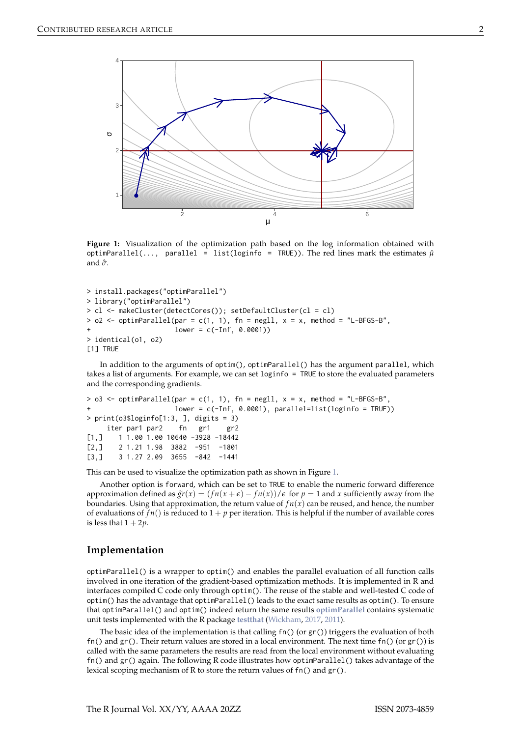**Figure 1:** Visualization of the optimization path based on the log information obtained with `optimParallel(..., parallel = list(loginfo = TRUE))`. The red lines mark the estimates $\hat{\mu}$ and $\hat{\sigma}$.

```
> install.packages("optimParallel")
> library("optimParallel")
> cl <- makeCluster(detectCores()); setDefaultCluster(cl = cl)
> o2 <- optimParallel(par = c(1, 1), fn = negll, x = x, method = "L-BFGS-B",
+                     lower = c(-Inf, 0.0001))
> identical(o1, o2)
[1] TRUE
```

In addition to the arguments of `optim()`, `optimParallel()` has the argument `parallel`, which takes a list of arguments. For example, we can set `loginfo = TRUE` to store the evaluated parameters and the corresponding gradients.

```
> o3 <- optimParallel(par = c(1, 1), fn = negll, x = x, method = "L-BFGS-B",
+                     lower = c(-Inf, 0.0001), parallel=list(loginfo = TRUE))
> print(o3$loginfo[1:3, ], digits = 3)
     iter par1 par2    fn   gr1    gr2
[1,]    1 1.00 1.00 10640 -3928 -18442
[2,]    2 1.21 1.98  3882  -951  -1801
[3,]    3 1.27 2.09  3655  -842  -1441
```

This can be used to visualize the optimization path as shown in Figure 1.

Another option is `forward`, which can be set to `TRUE` to enable the numeric forward difference approximation defined as $\tilde{gr}(x) = (fn(x+\epsilon) - fn(x))/\epsilon$ for $p = 1$ and $x$ sufficiently away from the boundaries. Using that approximation, the return value of $fn(x)$ can be reused, and hence, the number of evaluations of $fn()$ is reduced to $1 + p$ per iteration. This is helpful if the number of available cores is less that $1 + 2p$.

## Implementation

`optimParallel()` is a wrapper to `optim()` and enables the parallel evaluation of all function calls involved in one iteration of the gradient-based optimization methods. It is implemented in R and interfaces compiled C code only through `optim()`. The reuse of the stable and well-tested C code of `optim()` has the advantage that `optimParallel()` leads to the exact same results as `optim()`. To ensure that `optimParallel()` and `optim()` indeed return the same results **optimParallel** contains systematic unit tests implemented with the R package **testthat** (Wickham, 2017, 2011).

The basic idea of the implementation is that calling `fn()` (or `gr()`) triggers the evaluation of both `fn()` and `gr()`. Their return values are stored in a local environment. The next time `fn()` (or `gr()`) is called with the same parameters the results are read from the local environment without evaluating `fn()` and `gr()` again. The following R code illustrates how `optimParallel()` takes advantage of the lexical scoping mechanism of R to store the return values of `fn()` and `gr()`.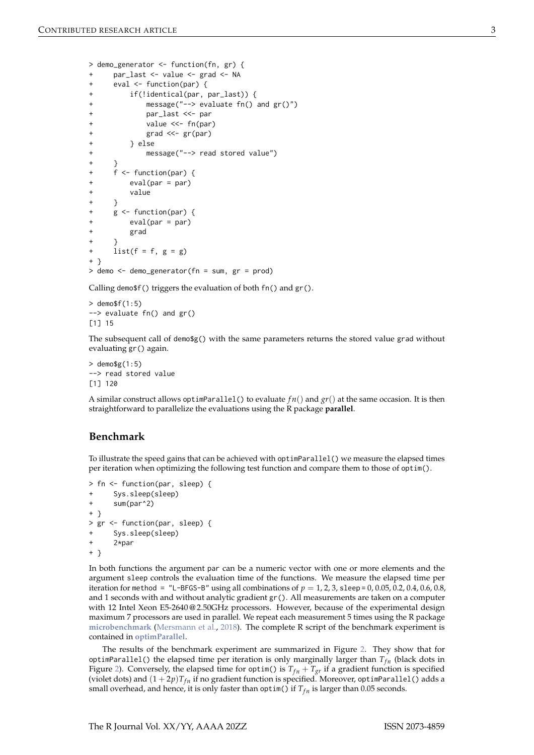```
> demo_generator <- function(fn, gr) {
+     par_last <- value <- grad <- NA
+     eval <- function(par) {
+         if(!identical(par, par_last)) {
+             message("--> evaluate fn() and gr()")
+             par_last <<- par
+             value <<- fn(par)
+             grad <<- gr(par)
+         } else
+             message("--> read stored value")
+     }
+     f <- function(par) {
+         eval(par = par)
+         value
+     }
+     g <- function(par) {
+         eval(par = par)
+         grad
+     }
+     list(f = f, g = g)
+ }
> demo <- demo_generator(fn = sum, gr = prod)
```

Calling `demo$f()` triggers the evaluation of both `fn()` and `gr()`.

```
> demo$f(1:5)
--> evaluate fn() and gr()
[1] 15
```

The subsequent call of `demo$g()` with the same parameters returns the stored value `grad` without evaluating `gr()` again.

```
> demo$g(1:5)
--> read stored value
[1] 120
```

A similar construct allows `optimParallel()` to evaluate $fn()$ and $gr()$ at the same occasion. It is then straightforward to parallelize the evaluations using the R package **parallel**.

## Benchmark

To illustrate the speed gains that can be achieved with `optimParallel()` we measure the elapsed times per iteration when optimizing the following test function and compare them to those of `optim()`.

```
> fn <- function(par, sleep) {
+     Sys.sleep(sleep)
+     sum(par^2)
+ }
> gr <- function(par, sleep) {
+     Sys.sleep(sleep)
+     2*par
+ }
```

In both functions the argument `par` can be a numeric vector with one or more elements and the argument `sleep` controls the evaluation time of the functions. We measure the elapsed time per iteration for `method = "L-BFGS-B"` using all combinations of $p = 1, 2, 3$, `sleep` = 0, 0.05, 0.2, 0.4, 0.6, 0.8, and 1 seconds with and without analytic gradient `gr()`. All measurements are taken on a computer with 12 Intel Xeon E5-2640 @ 2.50GHz processors. However, because of the experimental design maximum 7 processors are used in parallel. We repeat each measurement 5 times using the R package **microbenchmark** (Mersmann et al., 2018). The complete R script of the benchmark experiment is contained in **optimParallel**.

The results of the benchmark experiment are summarized in Figure 2. They show that for `optimParallel()` the elapsed time per iteration is only marginally larger than $T_{fn}$ (black dots in Figure 2). Conversely, the elapsed time for `optim()` is $T_{fn} + T_{gr}$ if a gradient function is specified (violet dots) and $(1 + 2p)T_{fn}$ if no gradient function is specified. Moreover, `optimParallel()` adds a small overhead, and hence, it is only faster than `optim()` if $T_{fn}$ is larger than 0.05 seconds.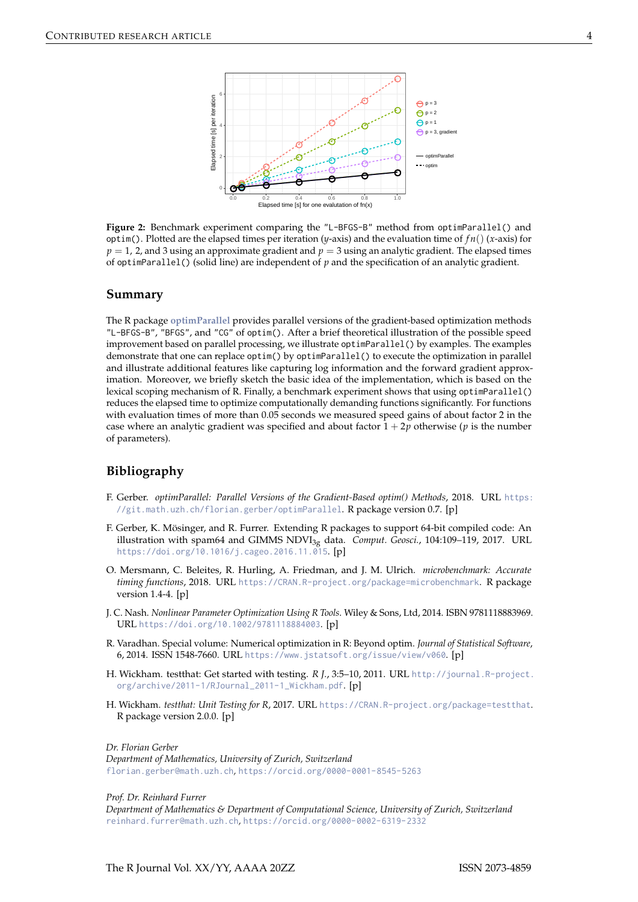Elapsed time [s] per iteration

0 2 4 6

0.0 0.2 0.4 0.6 0.8 1.0

Elapsed time [s] for one evalutation of fn(x)

p = 3
p = 2
p = 1
p = 3, gradient

optimParallel
optim

**Figure 2:** Benchmark experiment comparing the `"L-BFGS-B"` method from `optimParallel()` and `optim()`. Plotted are the elapsed times per iteration ($y$-axis) and the evaluation time of $fn()$ ($x$-axis) for $p = 1$, 2, and 3 using an approximate gradient and $p = 3$ using an analytic gradient. The elapsed times of `optimParallel()` (solid line) are independent of $p$ and the specification of an analytic gradient.

## Summary

The R package **optimParallel** provides parallel versions of the gradient-based optimization methods `"L-BFGS-B"`, `"BFGS"`, and `"CG"` of `optim()`. After a brief theoretical illustration of the possible speed improvement based on parallel processing, we illustrate `optimParallel()` by examples. The examples demonstrate that one can replace `optim()` by `optimParallel()` to execute the optimization in parallel and illustrate additional features like capturing log information and the forward gradient approximation. Moreover, we briefly sketch the basic idea of the implementation, which is based on the lexical scoping mechanism of R. Finally, a benchmark experiment shows that using `optimParallel()` reduces the elapsed time to optimize computationally demanding functions significantly. For functions with evaluation times of more than 0.05 seconds we measured speed gains of about factor 2 in the case where an analytic gradient was specified and about factor $1 + 2p$ otherwise ($p$ is the number of parameters).

## Bibliography

F. Gerber. *optimParallel: Parallel Versions of the Gradient-Based optim() Methods*, 2018. URL https://git.math.uzh.ch/florian.gerber/optimParallel. R package version 0.7. [p]

F. Gerber, K. Mösinger, and R. Furrer. Extending R packages to support 64-bit compiled code: An illustration with spam64 and GIMMS NDVI$_{3g}$ data. *Comput. Geosci.*, 104:109–119, 2017. URL https://doi.org/10.1016/j.cageo.2016.11.015. [p]

O. Mersmann, C. Beleites, R. Hurling, A. Friedman, and J. M. Ulrich. *microbenchmark: Accurate timing functions*, 2018. URL https://CRAN.R-project.org/package=microbenchmark. R package version 1.4-4. [p]

J. C. Nash. *Nonlinear Parameter Optimization Using R Tools*. Wiley & Sons, Ltd, 2014. ISBN 9781118883969. URL https://doi.org/10.1002/9781118884003. [p]

R. Varadhan. Special volume: Numerical optimization in R: Beyond optim. *Journal of Statistical Software*, 6, 2014. ISSN 1548-7660. URL https://www.jstatsoft.org/issue/view/v060. [p]

H. Wickham. testthat: Get started with testing. *R J.*, 3:5–10, 2011. URL http://journal.R-project.org/archive/2011-1/RJournal_2011-1_Wickham.pdf. [p]

H. Wickham. *testthat: Unit Testing for R*, 2017. URL https://CRAN.R-project.org/package=testthat. R package version 2.0.0. [p]

*Dr. Florian Gerber*
*Department of Mathematics, University of Zurich, Switzerland*
florian.gerber@math.uzh.ch, https://orcid.org/0000-0001-8545-5263

*Prof. Dr. Reinhard Furrer*
*Department of Mathematics & Department of Computational Science, University of Zurich, Switzerland*
reinhard.furrer@math.uzh.ch, https://orcid.org/0000-0002-6319-2332